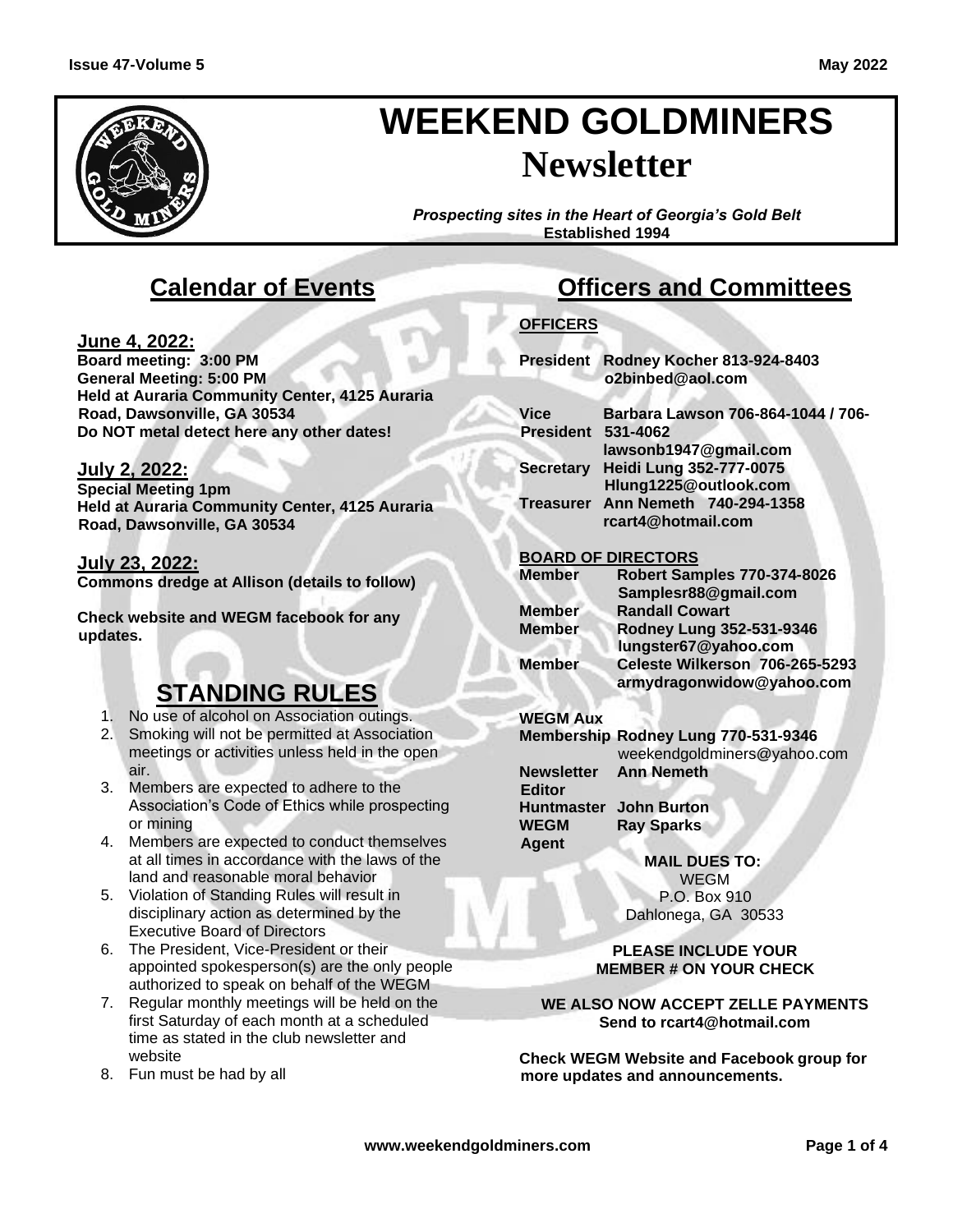# WEEKEND GOLDMINERS Newsletter

*Prospecting sites in the Heart of Georgia's Gold Belt*
**Established 1994**

## Calendar of Events

**June 4, 2022:**
**Board meeting: 3:00 PM**
**General Meeting: 5:00 PM**
**Held at Auraria Community Center, 4125 Auraria Road, Dawsonville, GA 30534**
**Do NOT metal detect here any other dates!**

**July 2, 2022:**
**Special Meeting 1pm**
**Held at Auraria Community Center, 4125 Auraria Road, Dawsonville, GA 30534**

**July 23, 2022:**
**Commons dredge at Allison (details to follow)**

**Check website and WEGM facebook for any updates.**

## STANDING RULES

1. No use of alcohol on Association outings.
2. Smoking will not be permitted at Association meetings or activities unless held in the open air.
3. Members are expected to adhere to the Association's Code of Ethics while prospecting or mining
4. Members are expected to conduct themselves at all times in accordance with the laws of the land and reasonable moral behavior
5. Violation of Standing Rules will result in disciplinary action as determined by the Executive Board of Directors
6. The President, Vice-President or their appointed spokesperson(s) are the only people authorized to speak on behalf of the WEGM
7. Regular monthly meetings will be held on the first Saturday of each month at a scheduled time as stated in the club newsletter and website
8. Fun must be had by all

## Officers and Committees

**OFFICERS**

**President** Rodney Kocher 813-924-8403
o2binbed@aol.com

**Vice President** Barbara Lawson 706-864-1044 / 706-531-4062
lawsonb1947@gmail.com

**Secretary** Heidi Lung 352-777-0075
Hlung1225@outlook.com

**Treasurer** Ann Nemeth 740-294-1358
rcart4@hotmail.com

**BOARD OF DIRECTORS**

**Member** Robert Samples 770-374-8026
Samplesr88@gmail.com

**Member** Randall Cowart

**Member** Rodney Lung 352-531-9346
lungster67@yahoo.com

**Member** Celeste Wilkerson 706-265-5293
armydragonwidow@yahoo.com

**WEGM Aux**

**Membership** Rodney Lung 770-531-9346
weekendgoldminers@yahoo.com

**Newsletter Editor** Ann Nemeth

**Huntmaster** John Burton

**WEGM Agent** Ray Sparks

**MAIL DUES TO:**
WEGM
P.O. Box 910
Dahlonega, GA 30533

**PLEASE INCLUDE YOUR MEMBER # ON YOUR CHECK**

**WE ALSO NOW ACCEPT ZELLE PAYMENTS**
**Send to rcart4@hotmail.com**

**Check WEGM Website and Facebook group for more updates and announcements.**

www.weekendgoldminers.com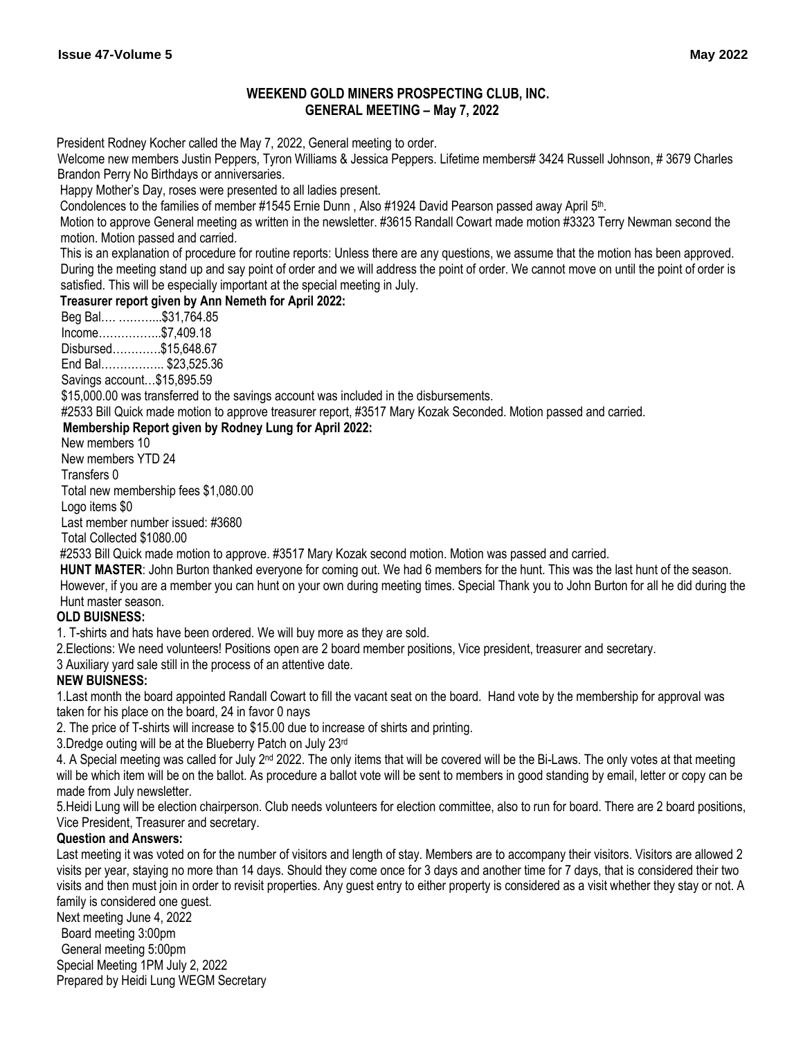## WEEKEND GOLD MINERS PROSPECTING CLUB, INC.
## GENERAL MEETING – May 7, 2022

President Rodney Kocher called the May 7, 2022, General meeting to order.

Welcome new members Justin Peppers, Tyron Williams & Jessica Peppers. Lifetime members# 3424 Russell Johnson, # 3679 Charles Brandon Perry No Birthdays or anniversaries.

Happy Mother's Day, roses were presented to all ladies present.

Condolences to the families of member #1545 Ernie Dunn , Also #1924 David Pearson passed away April 5th.

Motion to approve General meeting as written in the newsletter. #3615 Randall Cowart made motion #3323 Terry Newman second the motion. Motion passed and carried.

This is an explanation of procedure for routine reports: Unless there are any questions, we assume that the motion has been approved. During the meeting stand up and say point of order and we will address the point of order. We cannot move on until the point of order is satisfied. This will be especially important at the special meeting in July.

**Treasurer report given by Ann Nemeth for April 2022:**

Beg Bal…. ………..$31,764.85
Income……………..$7,409.18
Disbursed………….$15,648.67
End Bal…………….. $23,525.36
Savings account…$15,895.59

$15,000.00 was transferred to the savings account was included in the disbursements.

#2533 Bill Quick made motion to approve treasurer report, #3517 Mary Kozak Seconded. Motion passed and carried.

**Membership Report given by Rodney Lung for April 2022:**

New members 10
New members YTD 24
Transfers 0
Total new membership fees $1,080.00
Logo items $0
Last member number issued: #3680
Total Collected $1080.00

#2533 Bill Quick made motion to approve. #3517 Mary Kozak second motion. Motion was passed and carried.

**HUNT MASTER**: John Burton thanked everyone for coming out. We had 6 members for the hunt. This was the last hunt of the season. However, if you are a member you can hunt on your own during meeting times. Special Thank you to John Burton for all he did during the Hunt master season.

**OLD BUISNESS:**

1. T-shirts and hats have been ordered. We will buy more as they are sold.
2. Elections: We need volunteers! Positions open are 2 board member positions, Vice president, treasurer and secretary.
3. Auxiliary yard sale still in the process of an attentive date.

**NEW BUISNESS:**

1. Last month the board appointed Randall Cowart to fill the vacant seat on the board. Hand vote by the membership for approval was taken for his place on the board, 24 in favor 0 nays
2. The price of T-shirts will increase to $15.00 due to increase of shirts and printing.
3. Dredge outing will be at the Blueberry Patch on July 23rd
4. A Special meeting was called for July 2nd 2022. The only items that will be covered will be the Bi-Laws. The only votes at that meeting will be which item will be on the ballot. As procedure a ballot vote will be sent to members in good standing by email, letter or copy can be made from July newsletter.
5. Heidi Lung will be election chairperson. Club needs volunteers for election committee, also to run for board. There are 2 board positions, Vice President, Treasurer and secretary.

**Question and Answers:**

Last meeting it was voted on for the number of visitors and length of stay. Members are to accompany their visitors. Visitors are allowed 2 visits per year, staying no more than 14 days. Should they come once for 3 days and another time for 7 days, that is considered their two visits and then must join in order to revisit properties. Any guest entry to either property is considered as a visit whether they stay or not. A family is considered one guest.

Next meeting June 4, 2022
Board meeting 3:00pm
General meeting 5:00pm
Special Meeting 1PM July 2, 2022
Prepared by Heidi Lung WEGM Secretary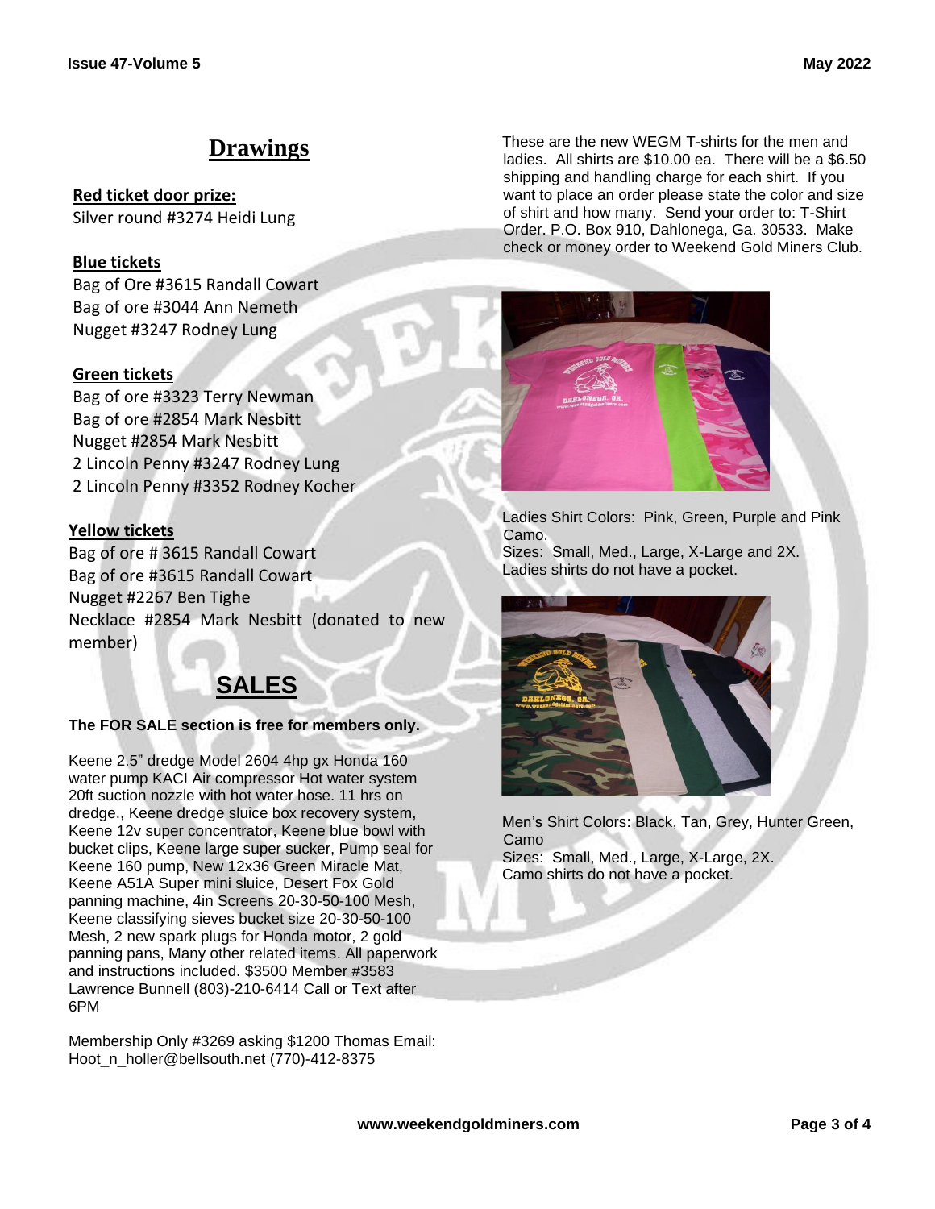## Drawings

**Red ticket door prize:**
Silver round #3274 Heidi Lung

**Blue tickets**
Bag of Ore #3615 Randall Cowart
Bag of ore #3044 Ann Nemeth
Nugget #3247 Rodney Lung

**Green tickets**
Bag of ore #3323 Terry Newman
Bag of ore #2854 Mark Nesbitt
Nugget #2854 Mark Nesbitt
2 Lincoln Penny #3247 Rodney Lung
2 Lincoln Penny #3352 Rodney Kocher

**Yellow tickets**
Bag of ore # 3615 Randall Cowart
Bag of ore #3615 Randall Cowart
Nugget #2267 Ben Tighe
Necklace #2854 Mark Nesbitt (donated to new member)

## SALES

**The FOR SALE section is free for members only.**

Keene 2.5" dredge Model 2604 4hp gx Honda 160 water pump KACI Air compressor Hot water system 20ft suction nozzle with hot water hose. 11 hrs on dredge., Keene dredge sluice box recovery system, Keene 12v super concentrator, Keene blue bowl with bucket clips, Keene large super sucker, Pump seal for Keene 160 pump, New 12x36 Green Miracle Mat, Keene A51A Super mini sluice, Desert Fox Gold panning machine, 4in Screens 20-30-50-100 Mesh, Keene classifying sieves bucket size 20-30-50-100 Mesh, 2 new spark plugs for Honda motor, 2 gold panning pans, Many other related items. All paperwork and instructions included. $3500 Member #3583 Lawrence Bunnell (803)-210-6414 Call or Text after 6PM

Membership Only #3269 asking $1200 Thomas Email: Hoot_n_holler@bellsouth.net (770)-412-8375

These are the new WEGM T-shirts for the men and ladies. All shirts are $10.00 ea. There will be a $6.50 shipping and handling charge for each shirt. If you want to place an order please state the color and size of shirt and how many. Send your order to: T-Shirt Order. P.O. Box 910, Dahlonega, Ga. 30533. Make check or money order to Weekend Gold Miners Club.

Ladies Shirt Colors: Pink, Green, Purple and Pink Camo.
Sizes: Small, Med., Large, X-Large and 2X.
Ladies shirts do not have a pocket.

Men's Shirt Colors: Black, Tan, Grey, Hunter Green, Camo
Sizes: Small, Med., Large, X-Large, 2X.
Camo shirts do not have a pocket.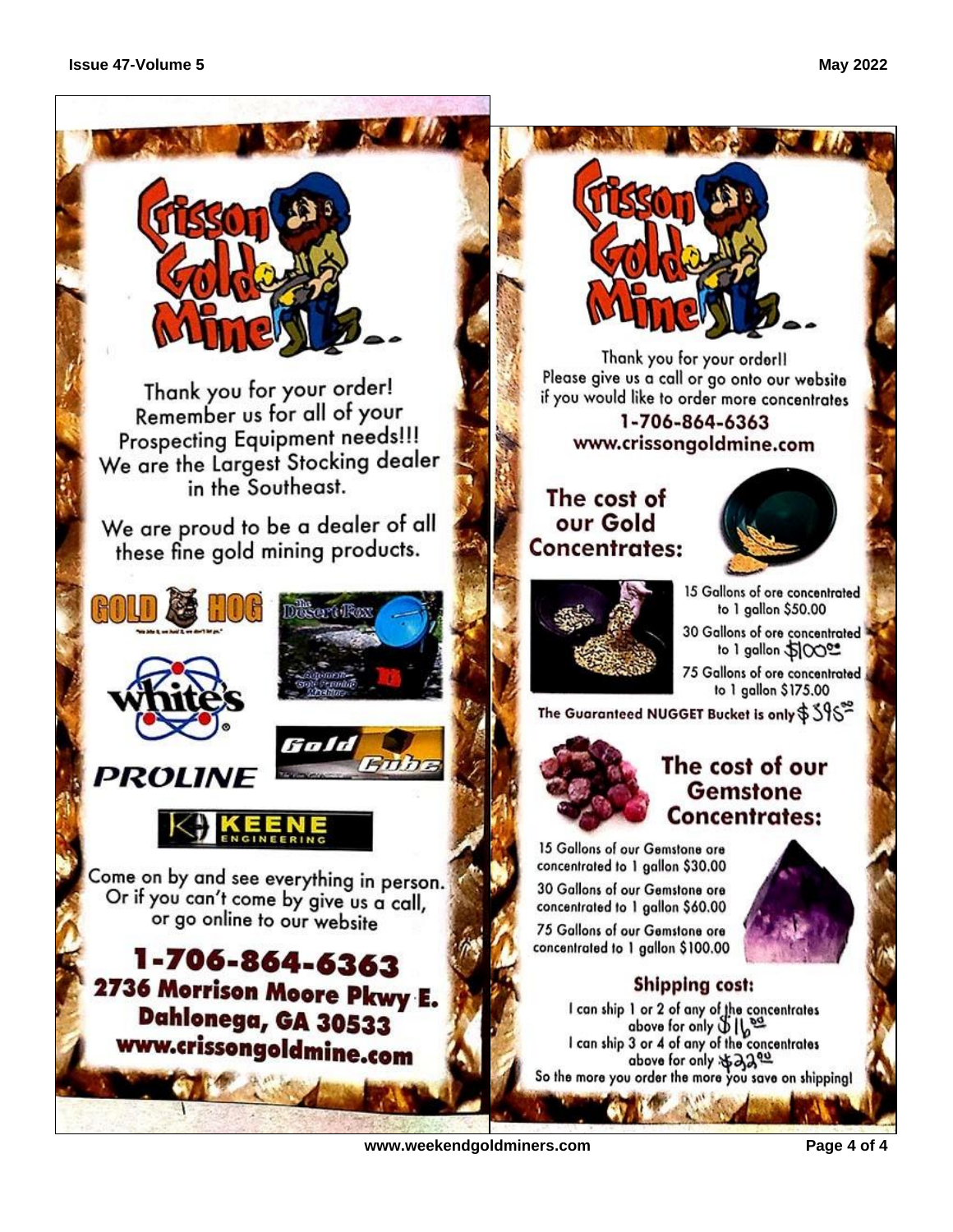## Crisson Gold Mine

Thank you for your order!
Remember us for all of your Prospecting Equipment needs!!!
We are the Largest Stocking dealer in the Southeast.

We are proud to be a dealer of all these fine gold mining products.

GOLD HOG

The Desert Fox

White's

Gold Cube

PROLINE

KEENE ENGINEERING

Come on by and see everything in person.
Or if you can't come by give us a call, or go online to our website

**1-706-864-6363**
**2736 Morrison Moore Pkwy E.**
**Dahlonega, GA 30533**
**www.crissongoldmine.com**

## Crisson Gold Mine

Thank you for your order!!
Please give us a call or go onto our website if you would like to order more concentrates

**1-706-864-6363**
**www.crissongoldmine.com**

### The cost of our Gold Concentrates:

15 Gallons of ore concentrated to 1 gallon $50.00

30 Gallons of ore concentrated to 1 gallon $100.00

75 Gallons of ore concentrated to 1 gallon $175.00

The Guaranteed NUGGET Bucket is only $395.00

### The cost of our Gemstone Concentrates:

15 Gallons of our Gemstone ore concentrated to 1 gallon $30.00

30 Gallons of our Gemstone ore concentrated to 1 gallon $60.00

75 Gallons of our Gemstone ore concentrated to 1 gallon $100.00

### Shipping cost:

I can ship 1 or 2 of any of the concentrates above for only $16.00
I can ship 3 or 4 of any of the concentrates above for only $22.00
So the more you order the more you save on shipping!